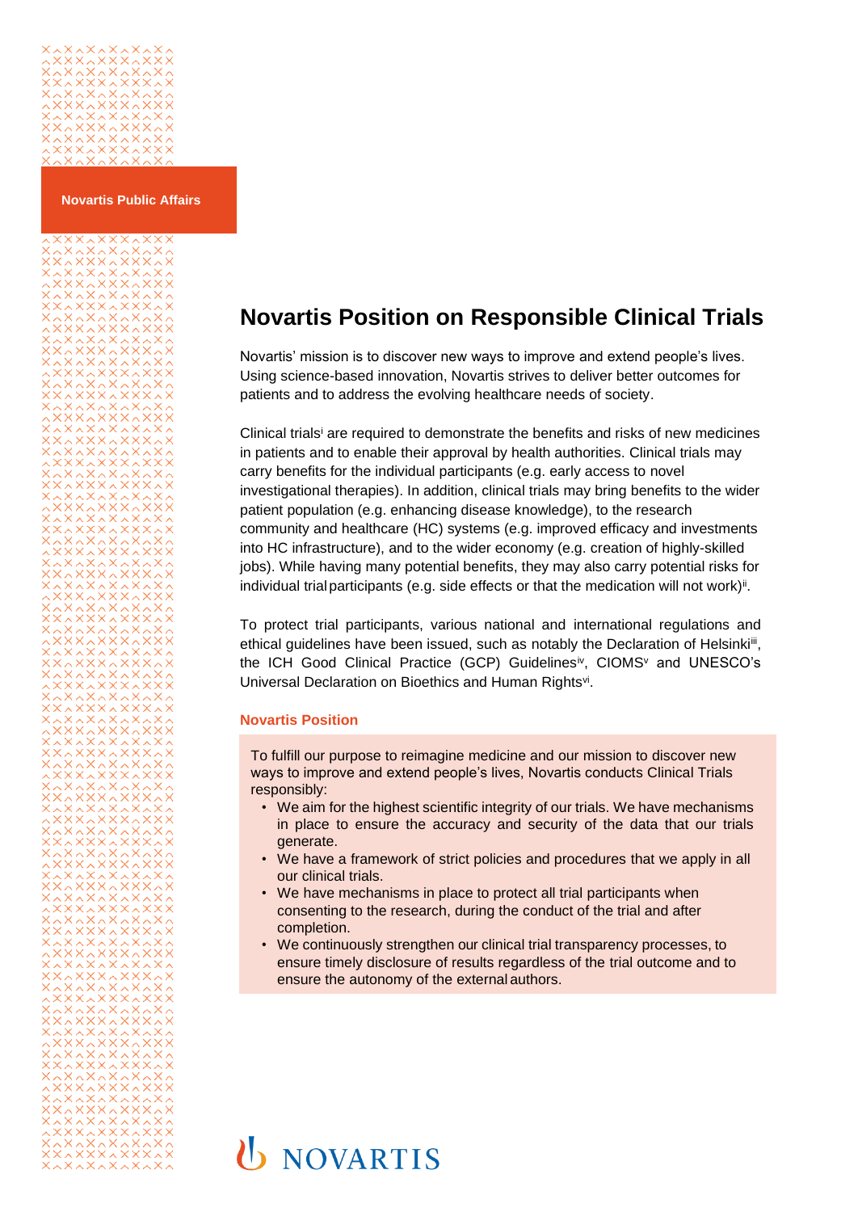Novartis Public Affairs

# Novartis Position on Responsible Clinical Trials

Novartis' mission is to discover new ways to improve and extend people's lives. Using science-based innovation, Novartis strives to deliver better outcomes for patients and to address the evolving healthcare needs of society.

Clinical trials[i] are required to demonstrate the benefits and risks of new medicines in patients and to enable their approval by health authorities. Clinical trials may carry benefits for the individual participants (e.g. early access to novel investigational therapies). In addition, clinical trials may bring benefits to the wider patient population (e.g. enhancing disease knowledge), to the research community and healthcare (HC) systems (e.g. improved efficacy and investments into HC infrastructure), and to the wider economy (e.g. creation of highly-skilled jobs). While having many potential benefits, they may also carry potential risks for individual trial participants (e.g. side effects or that the medication will not work)[ii].

To protect trial participants, various national and international regulations and ethical guidelines have been issued, such as notably the Declaration of Helsinki[iii], the ICH Good Clinical Practice (GCP) Guidelines[iv], CIOMS[v] and UNESCO's Universal Declaration on Bioethics and Human Rights[vi].

## Novartis Position

To fulfill our purpose to reimagine medicine and our mission to discover new ways to improve and extend people's lives, Novartis conducts Clinical Trials responsibly:

- We aim for the highest scientific integrity of our trials. We have mechanisms in place to ensure the accuracy and security of the data that our trials generate.
- We have a framework of strict policies and procedures that we apply in all our clinical trials.
- We have mechanisms in place to protect all trial participants when consenting to the research, during the conduct of the trial and after completion.
- We continuously strengthen our clinical trial transparency processes, to ensure timely disclosure of results regardless of the trial outcome and to ensure the autonomy of the external authors.

NOVARTIS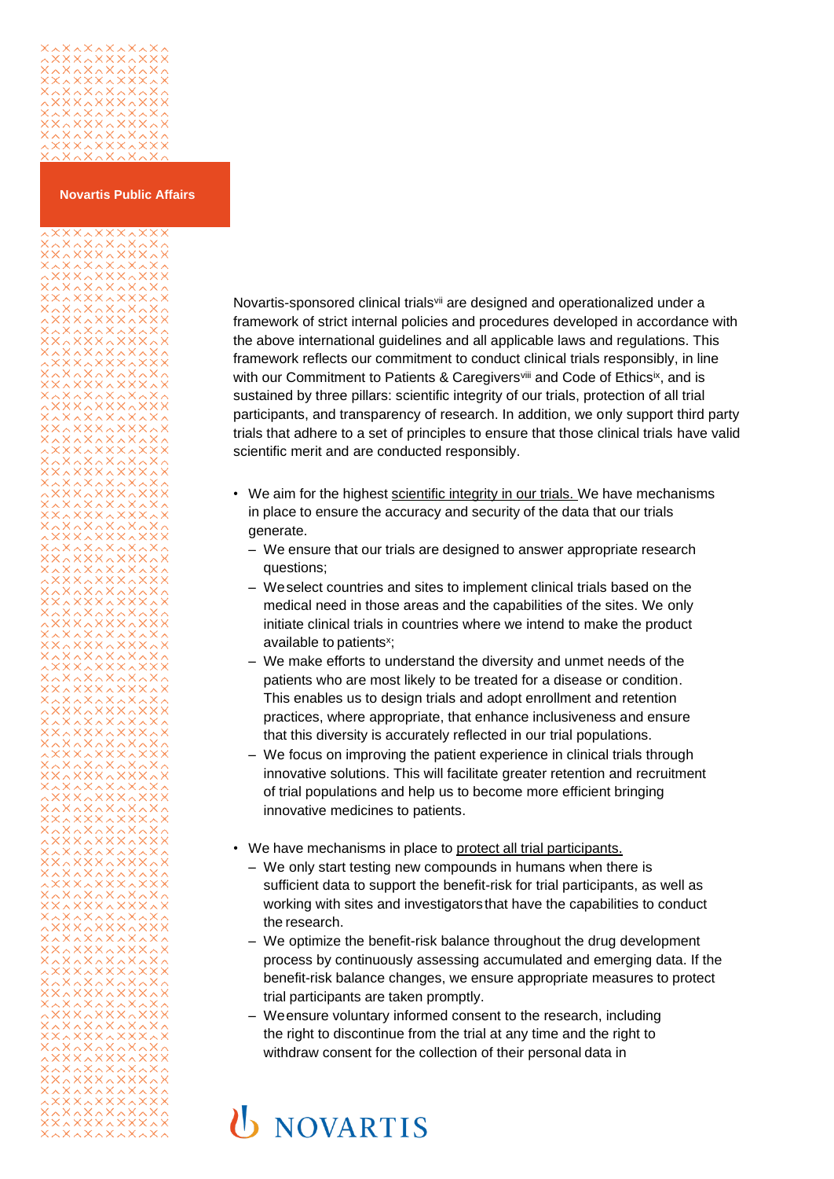Novartis-sponsored clinical trials[vii] are designed and operationalized under a framework of strict internal policies and procedures developed in accordance with the above international guidelines and all applicable laws and regulations. This framework reflects our commitment to conduct clinical trials responsibly, in line with our Commitment to Patients & Caregivers[viii] and Code of Ethics[ix], and is sustained by three pillars: scientific integrity of our trials, protection of all trial participants, and transparency of research. In addition, we only support third party trials that adhere to a set of principles to ensure that those clinical trials have valid scientific merit and are conducted responsibly.

- We aim for the highest scientific integrity in our trials. We have mechanisms in place to ensure the accuracy and security of the data that our trials generate.
  - We ensure that our trials are designed to answer appropriate research questions;
  - We select countries and sites to implement clinical trials based on the medical need in those areas and the capabilities of the sites. We only initiate clinical trials in countries where we intend to make the product available to patients[x];
  - We make efforts to understand the diversity and unmet needs of the patients who are most likely to be treated for a disease or condition. This enables us to design trials and adopt enrollment and retention practices, where appropriate, that enhance inclusiveness and ensure that this diversity is accurately reflected in our trial populations.
  - We focus on improving the patient experience in clinical trials through innovative solutions. This will facilitate greater retention and recruitment of trial populations and help us to become more efficient bringing innovative medicines to patients.

- We have mechanisms in place to protect all trial participants.
  - We only start testing new compounds in humans when there is sufficient data to support the benefit-risk for trial participants, as well as working with sites and investigators that have the capabilities to conduct the research.
  - We optimize the benefit-risk balance throughout the drug development process by continuously assessing accumulated and emerging data. If the benefit-risk balance changes, we ensure appropriate measures to protect trial participants are taken promptly.
  - We ensure voluntary informed consent to the research, including the right to discontinue from the trial at any time and the right to withdraw consent for the collection of their personal data in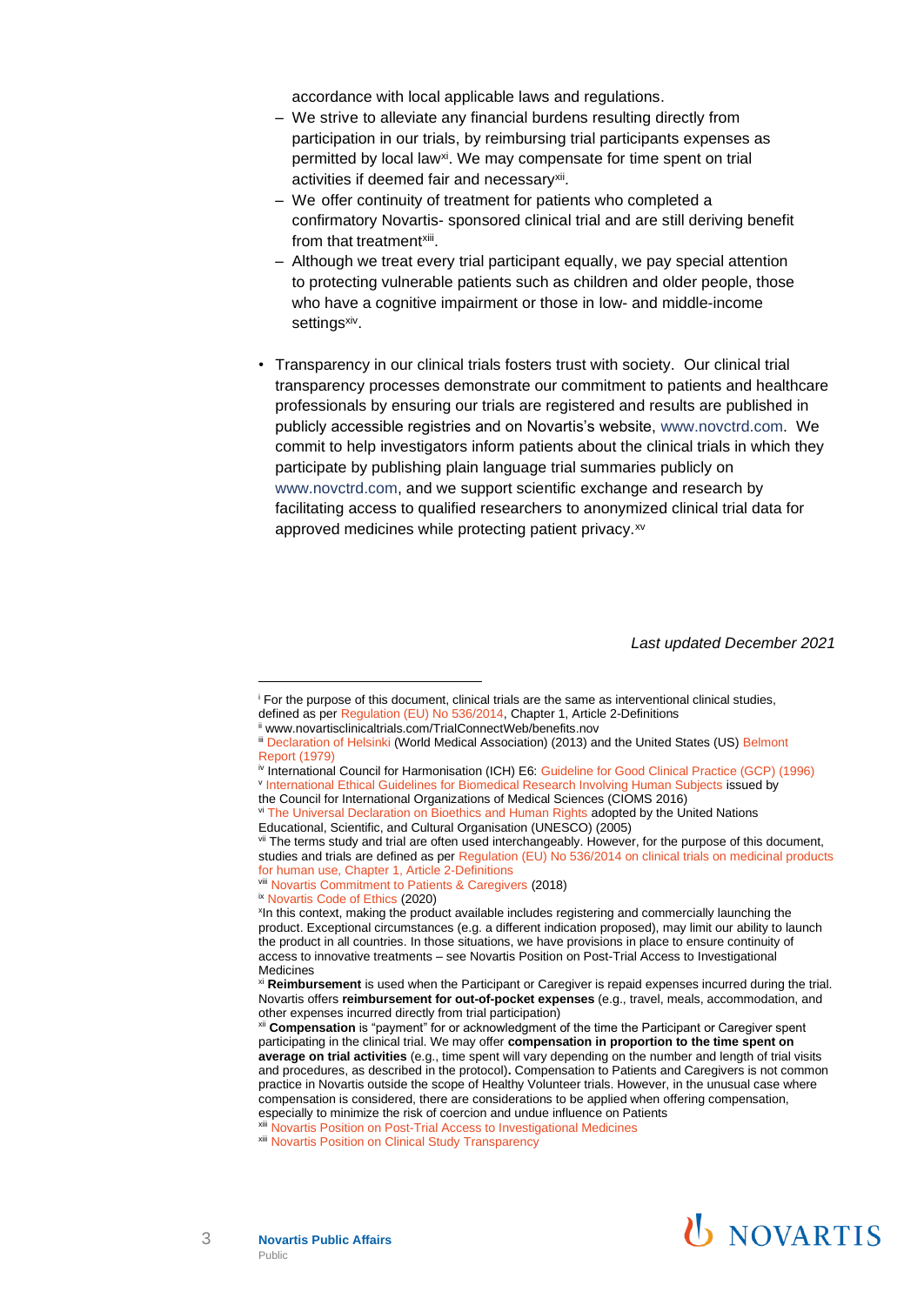accordance with local applicable laws and regulations.

- We strive to alleviate any financial burdens resulting directly from participation in our trials, by reimbursing trial participants expenses as permitted by local law[xi]. We may compensate for time spent on trial activities if deemed fair and necessary[xii].
- We offer continuity of treatment for patients who completed a confirmatory Novartis- sponsored clinical trial and are still deriving benefit from that treatment[xiii].
- Although we treat every trial participant equally, we pay special attention to protecting vulnerable patients such as children and older people, those who have a cognitive impairment or those in low- and middle-income settings[xiv].

- Transparency in our clinical trials fosters trust with society. Our clinical trial transparency processes demonstrate our commitment to patients and healthcare professionals by ensuring our trials are registered and results are published in publicly accessible registries and on Novartis's website, www.novctrd.com. We commit to help investigators inform patients about the clinical trials in which they participate by publishing plain language trial summaries publicly on www.novctrd.com, and we support scientific exchange and research by facilitating access to qualified researchers to anonymized clinical trial data for approved medicines while protecting patient privacy.[xv]

*Last updated December 2021*

---

[i] For the purpose of this document, clinical trials are the same as interventional clinical studies, defined as per Regulation (EU) No 536/2014, Chapter 1, Article 2-Definitions

[ii] www.novartisclinicaltrials.com/TrialConnectWeb/benefits.nov

[iii] Declaration of Helsinki (World Medical Association) (2013) and the United States (US) Belmont Report (1979)

[iv] International Council for Harmonisation (ICH) E6: Guideline for Good Clinical Practice (GCP) (1996)

[v] International Ethical Guidelines for Biomedical Research Involving Human Subjects issued by the Council for International Organizations of Medical Sciences (CIOMS 2016)

[vi] The Universal Declaration on Bioethics and Human Rights adopted by the United Nations Educational, Scientific, and Cultural Organisation (UNESCO) (2005)

[vii] The terms study and trial are often used interchangeably. However, for the purpose of this document, studies and trials are defined as per Regulation (EU) No 536/2014 on clinical trials on medicinal products for human use, Chapter 1, Article 2-Definitions

[viii] Novartis Commitment to Patients & Caregivers (2018)

[ix] Novartis Code of Ethics (2020)

[x] In this context, making the product available includes registering and commercially launching the product. Exceptional circumstances (e.g. a different indication proposed), may limit our ability to launch the product in all countries. In those situations, we have provisions in place to ensure continuity of access to innovative treatments – see Novartis Position on Post-Trial Access to Investigational Medicines

[xi] **Reimbursement** is used when the Participant or Caregiver is repaid expenses incurred during the trial. Novartis offers **reimbursement for out-of-pocket expenses** (e.g., travel, meals, accommodation, and other expenses incurred directly from trial participation)

[xii] **Compensation** is "payment" for or acknowledgment of the time the Participant or Caregiver spent participating in the clinical trial. We may offer **compensation in proportion to the time spent on average on trial activities** (e.g., time spent will vary depending on the number and length of trial visits and procedures, as described in the protocol)**.** Compensation to Patients and Caregivers is not common practice in Novartis outside the scope of Healthy Volunteer trials. However, in the unusual case where compensation is considered, there are considerations to be applied when offering compensation, especially to minimize the risk of coercion and undue influence on Patients

[xiii] Novartis Position on Post-Trial Access to Investigational Medicines

[xiii] Novartis Position on Clinical Study Transparency